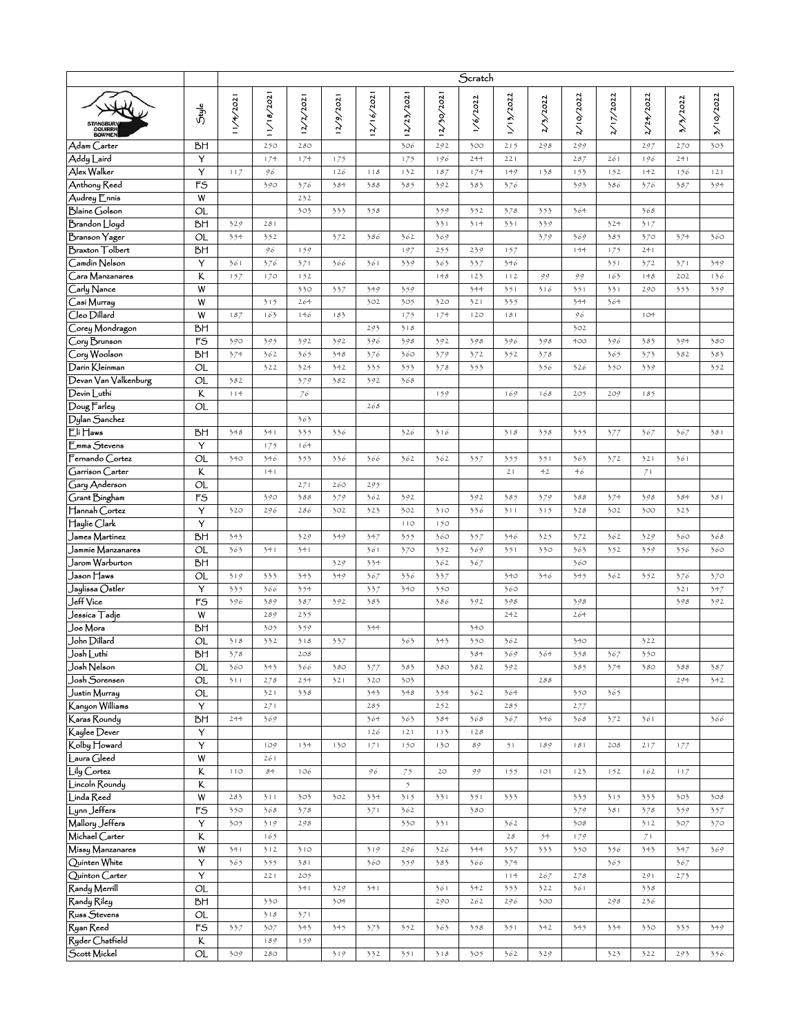| | | Scratch | | | | | | | | | | | | | | |
|---|---|---|---|---|---|---|---|---|---|---|---|---|---|---|---|---|
| STANSBURY OQUIRRH BOWMEN | Style | 11/4/2021 | 11/18/2021 | 12/2/2021 | 12/9/2021 | 12/16/2021 | 12/23/2021 | 12/30/2021 | 1/6/2022 | 1/13/2022 | 2/3/2022 | 2/10/2022 | 2/17/2022 | 2/24/2022 | 3/3/2022 | 3/10/2022 |
| Adam Carter | BH | | 250 | 280 | | | 306 | 292 | 300 | 215 | 298 | 299 | | 297 | 270 | 303 |
| Addy Laird | Y | | 174 | 174 | 175 | | 175 | 196 | 244 | 221 | | 287 | 261 | 196 | 241 | |
| Alex Walker | Y | 117 | 96 | | 126 | 118 | 132 | 187 | 174 | 149 | 138 | 153 | 152 | 142 | 156 | 121 |
| Anthony Reed | FS | | 390 | 376 | 384 | 388 | 385 | 392 | 383 | 376 | | 393 | 386 | 376 | 387 | 394 |
| Audrey Ennis | W | | | 232 | | | | | | | | | | | | |
| Blaine Golson | OL | | | 303 | 333 | 358 | | 359 | 352 | 378 | 353 | 364 | | 368 | | |
| Brandon Lloyd | BH | 329 | 281 | | | | | 331 | 314 | 331 | 339 | | 324 | 317 | | |
| Branson Yager | OL | 354 | 352 | | 372 | 386 | 362 | 369 | | | 379 | 369 | 385 | 370 | 374 | 360 |
| Braxton Tolbert | BH | | 96 | 159 | | | 197 | 255 | 239 | 157 | | 144 | 175 | 241 | | |
| Camdin Nelson | Y | 361 | 376 | 371 | 366 | 361 | 339 | 363 | 337 | 346 | | | 351 | 372 | 371 | 349 |
| Cara Manzanares | K | 157 | 170 | 152 | | | | 148 | 123 | 112 | 99 | 99 | 163 | 148 | 202 | 136 |
| Carly Nance | W | | | 330 | 337 | 349 | 359 | | 344 | 351 | 316 | 351 | 331 | 290 | 353 | 359 |
| Casi Murray | W | | 315 | 264 | | 302 | 305 | 320 | 321 | 335 | | 344 | 364 | | | |
| Cleo Dillard | W | 187 | 163 | 146 | 183 | | 175 | 174 | 120 | 181 | | 96 | | 104 | | |
| Corey Mondragon | BH | | | | | 293 | 318 | | | | | 302 | | | | |
| Cory Brunson | FS | 390 | 395 | 392 | 392 | 396 | 398 | 392 | 398 | 396 | 398 | 400 | 396 | 383 | 394 | 380 |
| Cory Woolson | BH | 374 | 362 | 365 | 348 | 376 | 360 | 379 | 372 | 352 | 378 | | 365 | 373 | 382 | 383 |
| Darin Kleinman | OL | | 322 | 324 | 342 | 335 | 353 | 378 | 353 | | 356 | 326 | 350 | 339 | | 352 |
| Devan Van Valkenburg | OL | 382 | | 379 | 382 | 392 | 368 | | | | | | | | | |
| Devin Luthi | K | 114 | | 76 | | | | 159 | | 169 | 168 | 205 | 209 | 185 | | |
| Doug Farley | OL | | | | | 268 | | | | | | | | | | |
| Dylan Sanchez | | | | 363 | | | | | | | | | | | | |
| Eli Haws | BH | 348 | 341 | 335 | 336 | | 326 | 316 | | 318 | 358 | 355 | 377 | 367 | 367 | 381 |
| Emma Stevens | Y | | 175 | 164 | | | | | | | | | | | | |
| Fernando Cortez | OL | 340 | 346 | 353 | 336 | 366 | 362 | 362 | 357 | 355 | 351 | 363 | 372 | 321 | 361 | |
| Garrison Carter | K | | 141 | | | | | | | 21 | 42 | 46 | | 71 | | |
| Gary Anderson | OL | | | 271 | 260 | 295 | | | | | | | | | | |
| Grant Bingham | FS | | 390 | 388 | 379 | 362 | 392 | | 392 | 385 | 379 | 388 | 374 | 398 | 384 | 381 |
| Hannah Cortez | Y | 320 | 296 | 286 | 302 | 323 | 302 | 310 | 336 | 311 | 315 | 328 | 302 | 300 | 323 | |
| Haylie Clark | Y | | | | | | 110 | 150 | | | | | | | | |
| James Martinez | BH | 343 | | 329 | 349 | 347 | 355 | 360 | 357 | 346 | 325 | 372 | 362 | 329 | 360 | 368 |
| Jammie Manzanares | OL | 363 | 341 | 341 | | 361 | 370 | 352 | 369 | 351 | 330 | 363 | 352 | 359 | 356 | 360 |
| Jarom Warburton | BH | | | | 329 | 334 | | 362 | 367 | | | 360 | | | | |
| Jason Haws | OL | 319 | 333 | 343 | 349 | 367 | 336 | 337 | | 340 | 346 | 345 | 362 | 352 | 376 | 370 |
| Jaylissa Ostler | Y | 335 | 366 | 354 | | 337 | 340 | 350 | | 360 | | | | | 321 | 347 |
| Jeff Vice | FS | 396 | 389 | 387 | 392 | 383 | | 386 | 392 | 398 | | 398 | | | 398 | 392 |
| Jessica Tadje | W | | 289 | 235 | | | | | | 242 | | 264 | | | | |
| Joe Mora | BH | | 305 | 359 | | 344 | | | 340 | | | | | | | |
| John Dillard | OL | 318 | 332 | 318 | 337 | | 363 | 343 | 350 | 362 | | 340 | | 322 | | |
| Josh Luthi | BH | 378 | | 208 | | | | | 384 | 369 | 364 | 358 | 367 | 350 | | |
| Josh Nelson | OL | 360 | 343 | 366 | 380 | 377 | 383 | 380 | 382 | 392 | | 385 | 374 | 380 | 388 | 387 |
| Josh Sorensen | OL | 311 | 278 | 254 | 321 | 320 | 303 | | | | 288 | | | | 294 | 342 |
| Justin Murray | OL | | 321 | 338 | | 343 | 348 | 354 | 362 | 364 | | 350 | 365 | | | |
| Kanyon Williams | Y | | 271 | | | 285 | | 252 | | 285 | | 277 | | | | |
| Karas Roundy | BH | 244 | 369 | | | 364 | 363 | 384 | 368 | 367 | 346 | 368 | 372 | 361 | | 366 |
| Kaylee Dever | Y | | | | | 126 | 121 | 113 | 128 | | | | | | | |
| Kolby Howard | Y | | 109 | 134 | 130 | 171 | 150 | 130 | 89 | 51 | 189 | 181 | 208 | 217 | 177 | |
| Laura Gleed | W | | 261 | | | | | | | | | | | | | |
| Lily Cortez | K | 110 | 84 | 106 | | 96 | 75 | 20 | 99 | 155 | 101 | 123 | 152 | 162 | 117 | |
| Lincoln Roundy | K | | | | | | 5 | | | | | | | | | |
| Linda Reed | W | 283 | 311 | 303 | 302 | 334 | 315 | 331 | 351 | 333 | | 335 | 315 | 333 | 303 | 308 |
| Lynn Jeffers | FS | 350 | 368 | 378 | | 371 | 362 | | 380 | | | 379 | 381 | 378 | 359 | 357 |
| Mallory Jeffers | Y | 305 | 319 | 298 | | | 330 | 331 | | 362 | | 308 | | 312 | 307 | 370 |
| Michael Carter | K | | 165 | | | | | | | 28 | 54 | 179 | | 71 | | |
| Missy Manzanares | W | 341 | 312 | 310 | | 319 | 296 | 326 | 344 | 337 | 333 | 350 | 356 | 343 | 347 | 369 |
| Quinten White | Y | 365 | 355 | 381 | | 360 | 359 | 383 | 366 | 374 | | | 365 | | 367 | |
| Quinton Carter | Y | | 221 | 205 | | | | | | 114 | 267 | 278 | | 291 | 273 | |
| Randy Merrill | OL | | | 341 | 329 | 341 | | 361 | 342 | 353 | 322 | 361 | | 338 | | |
| Randy Riley | BH | | 330 | | 304 | | | 290 | 262 | 296 | 300 | | 298 | 236 | | |
| Russ Stevens | OL | | 318 | 371 | | | | | | | | | | | | |
| Ryan Reed | FS | 337 | 307 | 343 | 345 | 373 | 352 | 363 | 358 | 351 | 342 | 345 | 334 | 330 | 335 | 349 |
| Ryder Chatfield | K | | 189 | 159 | | | | | | | | | | | | |
| Scott Mickel | OL | 309 | 280 | | 319 | 332 | 351 | 318 | 305 | 362 | 329 | | 323 | 322 | 293 | 356 |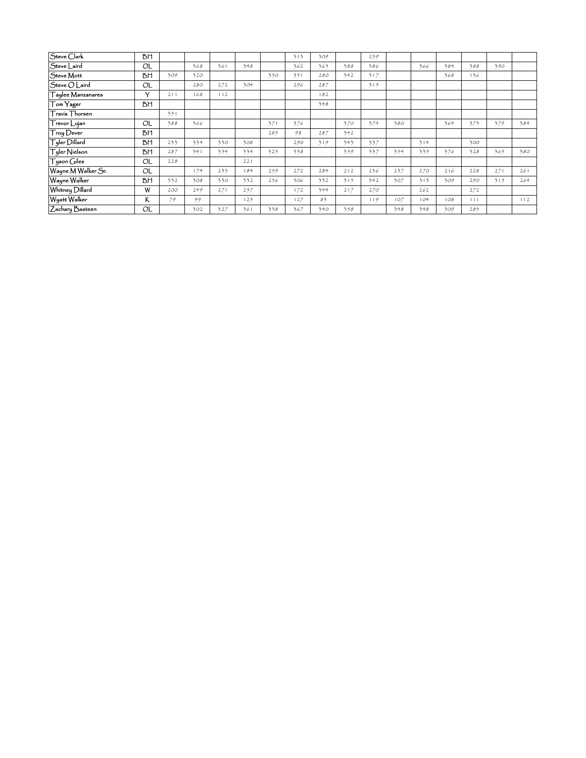| | | | | | | | | | | | | | | | | |
|---|---|---|---|---|---|---|---|---|---|---|---|---|---|---|---|---|
| Steve Clark | BH | | | | | | 313 | 309 | | 259 | | | | | | |
| Steve Laird | OL | | 368 | 361 | 348 | | 362 | 365 | 388 | 386 | | 366 | 384 | 388 | 390 | |
| Steve Mott | BH | 309 | 320 | | | 350 | 351 | 280 | 342 | 317 | | | 368 | 136 | | |
| Steve O Laird | OL | | 280 | 272 | 304 | | 296 | 287 | | 315 | | | | | | |
| Taylee Manzanares | Y | 211 | 168 | 112 | | | | 182 | | | | | | | | |
| Tom Yager | BH | | | | | | | 348 | | | | | | | | |
| Travis Thorsen | | 351 | | | | | | | | | | | | | | |
| Trevor Lujan | OL | 388 | 366 | | | 371 | 376 | | 370 | 374 | 380 | | 364 | 373 | 379 | 384 |
| Troy Dever | BH | | | | | 285 | 98 | 287 | 342 | | | | | | | |
| Tyler Dillard | BH | 233 | 334 | 330 | 308 | | 290 | 319 | 343 | 337 | | 314 | | 300 | | |
| Tyler Nielson | BH | 287 | 341 | 354 | 334 | 325 | 338 | | 359 | 337 | 354 | 335 | 376 | 328 | 365 | 380 |
| Tyson Giles | OL | 228 | | | 221 | | | | | | | | | | | |
| Wayne M Walker Sr. | OL | | 174 | 235 | 184 | 259 | 272 | 284 | 212 | 236 | 237 | 270 | 216 | 228 | 271 | 261 |
| Wayne Walker | BH | 332 | 308 | 330 | 332 | 256 | 306 | 332 | 315 | 342 | 307 | 313 | 309 | 290 | 315 | 264 |
| Whitney Dillard | W | 200 | 249 | 271 | 257 | | 172 | 344 | 217 | 270 | | 262 | | 272 | | |
| Wyatt Walker | K | 79 | 99 | | 125 | | 127 | 83 | | 119 | 107 | 104 | 108 | 111 | | 112 |
| Zachary Basteen | OL | | 302 | 327 | 361 | 338 | 367 | 340 | 358 | | 348 | 348 | 309 | 285 | | |